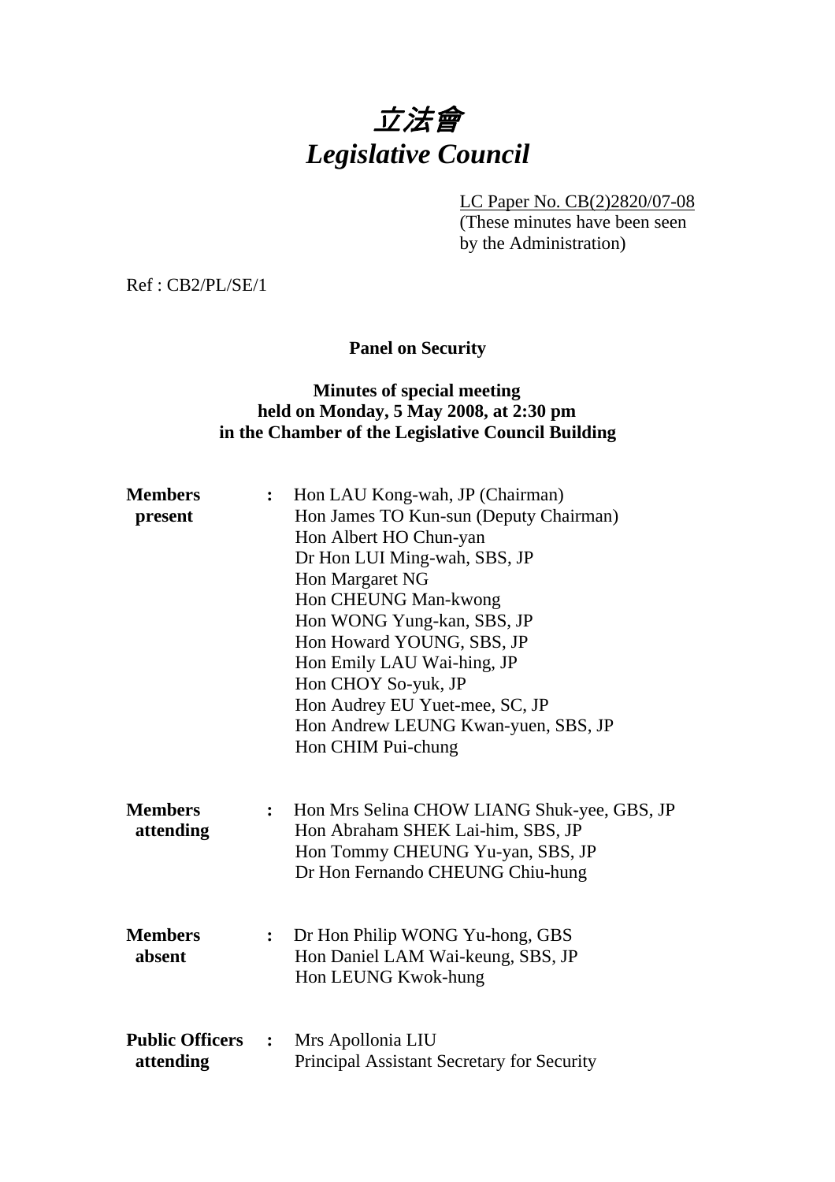# 立法會
# *Legislative Council*

LC Paper No. CB(2)2820/07-08
(These minutes have been seen by the Administration)

Ref : CB2/PL/SE/1

**Panel on Security**

**Minutes of special meeting held on Monday, 5 May 2008, at 2:30 pm in the Chamber of the Legislative Council Building**

| | | |
|---|---|---|
| **Members present** | : | Hon LAU Kong-wah, JP (Chairman)<br>Hon James TO Kun-sun (Deputy Chairman)<br>Hon Albert HO Chun-yan<br>Dr Hon LUI Ming-wah, SBS, JP<br>Hon Margaret NG<br>Hon CHEUNG Man-kwong<br>Hon WONG Yung-kan, SBS, JP<br>Hon Howard YOUNG, SBS, JP<br>Hon Emily LAU Wai-hing, JP<br>Hon CHOY So-yuk, JP<br>Hon Audrey EU Yuet-mee, SC, JP<br>Hon Andrew LEUNG Kwan-yuen, SBS, JP<br>Hon CHIM Pui-chung |
| **Members attending** | : | Hon Mrs Selina CHOW LIANG Shuk-yee, GBS, JP<br>Hon Abraham SHEK Lai-him, SBS, JP<br>Hon Tommy CHEUNG Yu-yan, SBS, JP<br>Dr Hon Fernando CHEUNG Chiu-hung |
| **Members absent** | : | Dr Hon Philip WONG Yu-hong, GBS<br>Hon Daniel LAM Wai-keung, SBS, JP<br>Hon LEUNG Kwok-hung |
| **Public Officers attending** | : | Mrs Apollonia LIU<br>Principal Assistant Secretary for Security |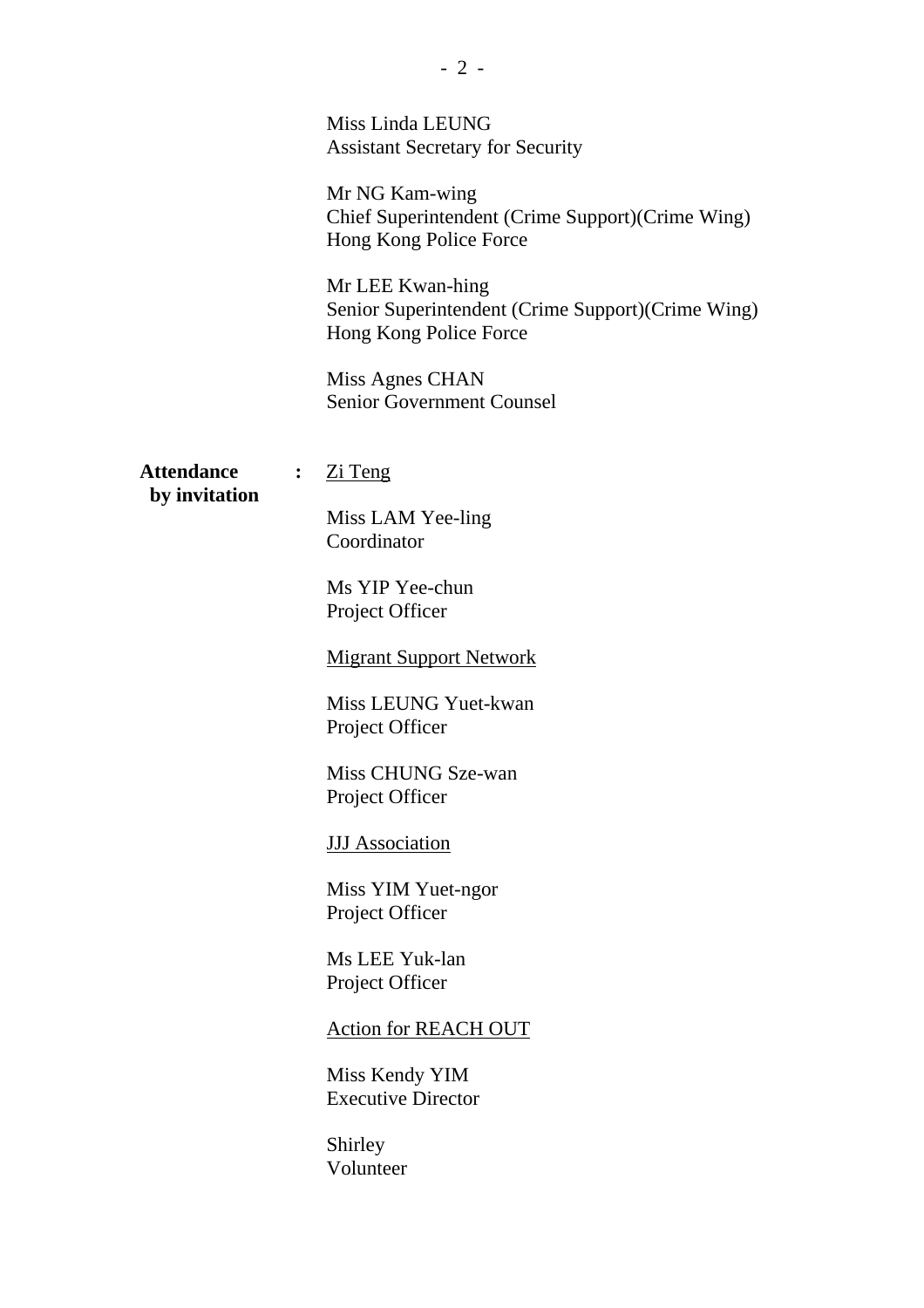Miss Linda LEUNG
Assistant Secretary for Security

Mr NG Kam-wing
Chief Superintendent (Crime Support)(Crime Wing)
Hong Kong Police Force

Mr LEE Kwan-hing
Senior Superintendent (Crime Support)(Crime Wing)
Hong Kong Police Force

Miss Agnes CHAN
Senior Government Counsel

**Attendance by invitation** : Zi Teng

Miss LAM Yee-ling
Coordinator

Ms YIP Yee-chun
Project Officer

Migrant Support Network

Miss LEUNG Yuet-kwan
Project Officer

Miss CHUNG Sze-wan
Project Officer

JJJ Association

Miss YIM Yuet-ngor
Project Officer

Ms LEE Yuk-lan
Project Officer

Action for REACH OUT

Miss Kendy YIM
Executive Director

Shirley
Volunteer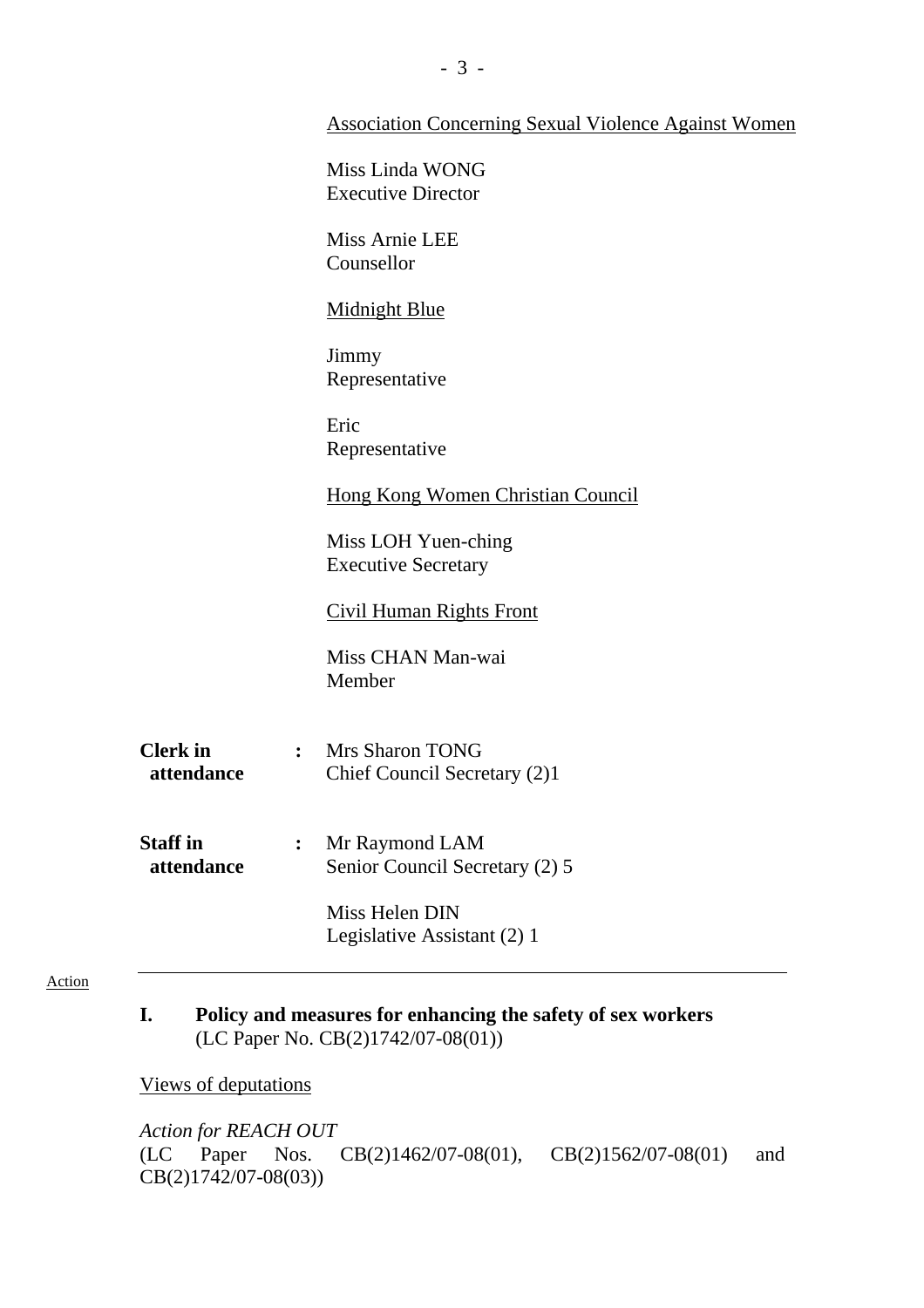Association Concerning Sexual Violence Against Women

Miss Linda WONG
Executive Director

Miss Arnie LEE
Counsellor

Midnight Blue

Jimmy
Representative

Eric
Representative

Hong Kong Women Christian Council

Miss LOH Yuen-ching
Executive Secretary

Civil Human Rights Front

Miss CHAN Man-wai
Member

**Clerk in attendance** : Mrs Sharon TONG
Chief Council Secretary (2)1

**Staff in attendance** : Mr Raymond LAM
Senior Council Secretary (2) 5

Miss Helen DIN
Legislative Assistant (2) 1

---

Action

**I. Policy and measures for enhancing the safety of sex workers**
(LC Paper No. CB(2)1742/07-08(01))

Views of deputations

*Action for REACH OUT*
(LC Paper Nos. CB(2)1462/07-08(01), CB(2)1562/07-08(01) and CB(2)1742/07-08(03))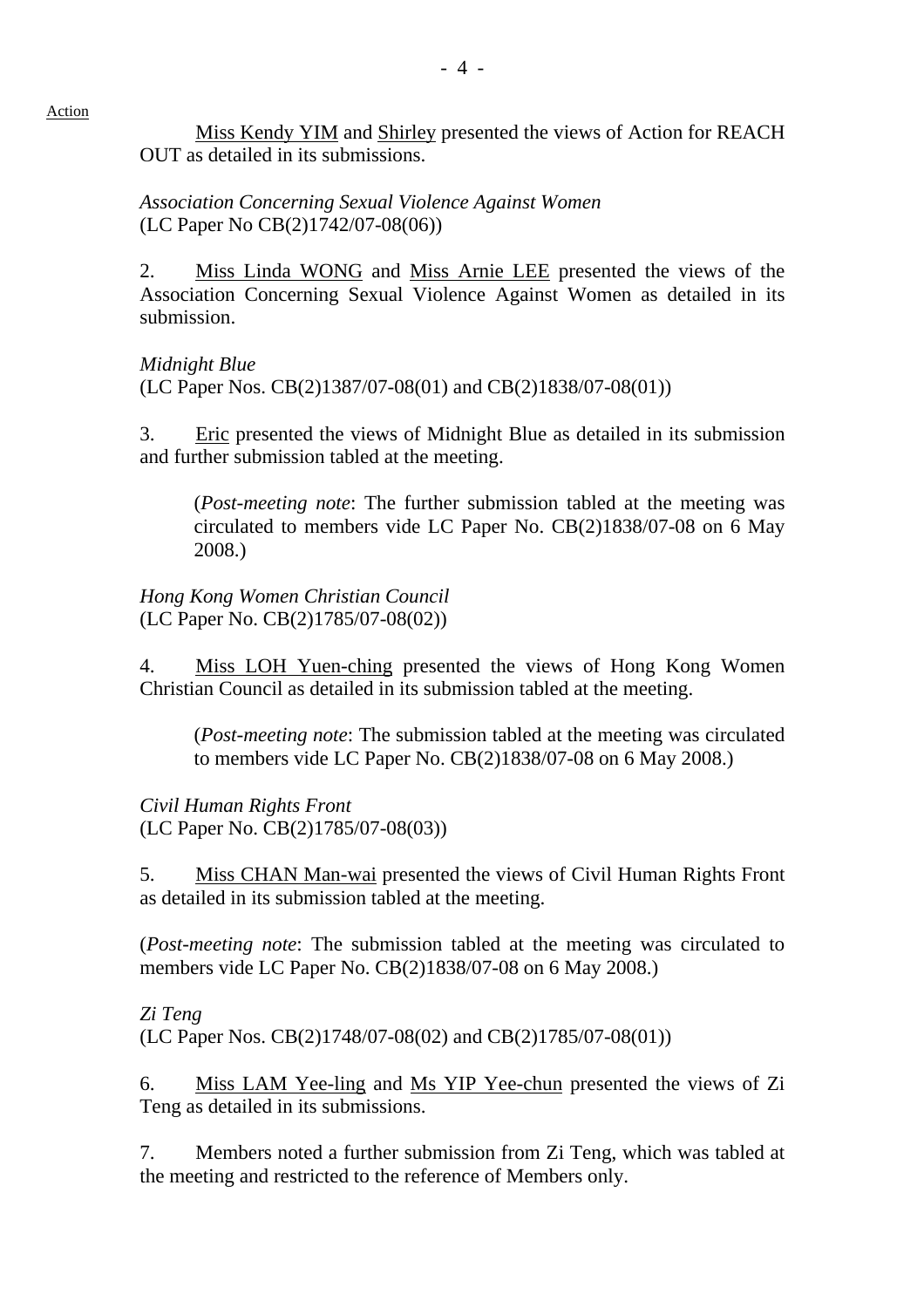Action

Miss Kendy YIM and Shirley presented the views of Action for REACH OUT as detailed in its submissions.

*Association Concerning Sexual Violence Against Women*
(LC Paper No CB(2)1742/07-08(06))

2. Miss Linda WONG and Miss Arnie LEE presented the views of the Association Concerning Sexual Violence Against Women as detailed in its submission.

*Midnight Blue*
(LC Paper Nos. CB(2)1387/07-08(01) and CB(2)1838/07-08(01))

3. Eric presented the views of Midnight Blue as detailed in its submission and further submission tabled at the meeting.

> (*Post-meeting note*: The further submission tabled at the meeting was circulated to members vide LC Paper No. CB(2)1838/07-08 on 6 May 2008.)

*Hong Kong Women Christian Council*
(LC Paper No. CB(2)1785/07-08(02))

4. Miss LOH Yuen-ching presented the views of Hong Kong Women Christian Council as detailed in its submission tabled at the meeting.

> (*Post-meeting note*: The submission tabled at the meeting was circulated to members vide LC Paper No. CB(2)1838/07-08 on 6 May 2008.)

*Civil Human Rights Front*
(LC Paper No. CB(2)1785/07-08(03))

5. Miss CHAN Man-wai presented the views of Civil Human Rights Front as detailed in its submission tabled at the meeting.

(*Post-meeting note*: The submission tabled at the meeting was circulated to members vide LC Paper No. CB(2)1838/07-08 on 6 May 2008.)

*Zi Teng*
(LC Paper Nos. CB(2)1748/07-08(02) and CB(2)1785/07-08(01))

6. Miss LAM Yee-ling and Ms YIP Yee-chun presented the views of Zi Teng as detailed in its submissions.

7. Members noted a further submission from Zi Teng, which was tabled at the meeting and restricted to the reference of Members only.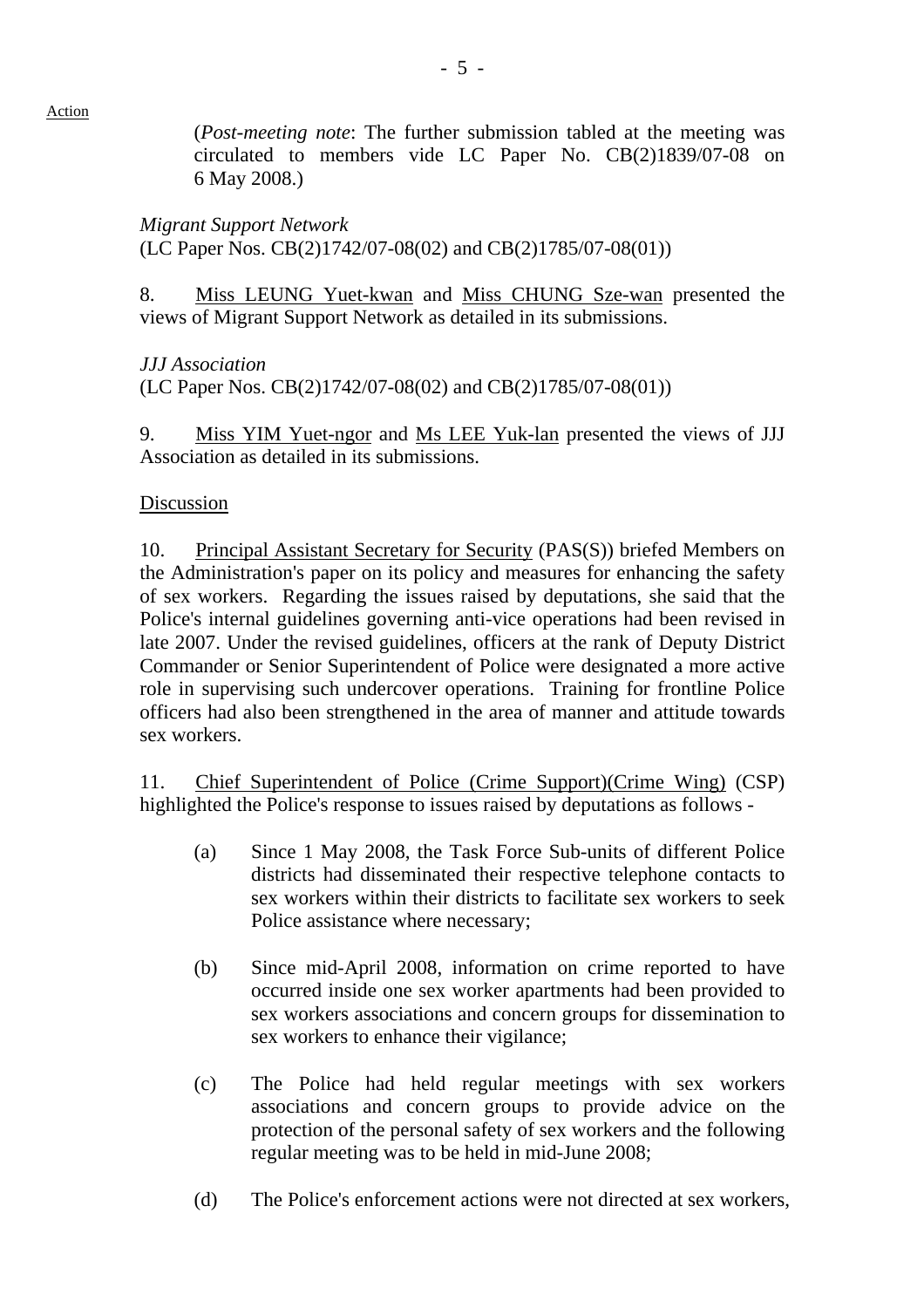Action

(*Post-meeting note*: The further submission tabled at the meeting was circulated to members vide LC Paper No. CB(2)1839/07-08 on 6 May 2008.)

*Migrant Support Network*
(LC Paper Nos. CB(2)1742/07-08(02) and CB(2)1785/07-08(01))

8. Miss LEUNG Yuet-kwan and Miss CHUNG Sze-wan presented the views of Migrant Support Network as detailed in its submissions.

*JJJ Association*
(LC Paper Nos. CB(2)1742/07-08(02) and CB(2)1785/07-08(01))

9. Miss YIM Yuet-ngor and Ms LEE Yuk-lan presented the views of JJJ Association as detailed in its submissions.

Discussion

10. Principal Assistant Secretary for Security (PAS(S)) briefed Members on the Administration's paper on its policy and measures for enhancing the safety of sex workers. Regarding the issues raised by deputations, she said that the Police's internal guidelines governing anti-vice operations had been revised in late 2007. Under the revised guidelines, officers at the rank of Deputy District Commander or Senior Superintendent of Police were designated a more active role in supervising such undercover operations. Training for frontline Police officers had also been strengthened in the area of manner and attitude towards sex workers.

11. Chief Superintendent of Police (Crime Support)(Crime Wing) (CSP) highlighted the Police's response to issues raised by deputations as follows -

(a) Since 1 May 2008, the Task Force Sub-units of different Police districts had disseminated their respective telephone contacts to sex workers within their districts to facilitate sex workers to seek Police assistance where necessary;

(b) Since mid-April 2008, information on crime reported to have occurred inside one sex worker apartments had been provided to sex workers associations and concern groups for dissemination to sex workers to enhance their vigilance;

(c) The Police had held regular meetings with sex workers associations and concern groups to provide advice on the protection of the personal safety of sex workers and the following regular meeting was to be held in mid-June 2008;

(d) The Police's enforcement actions were not directed at sex workers,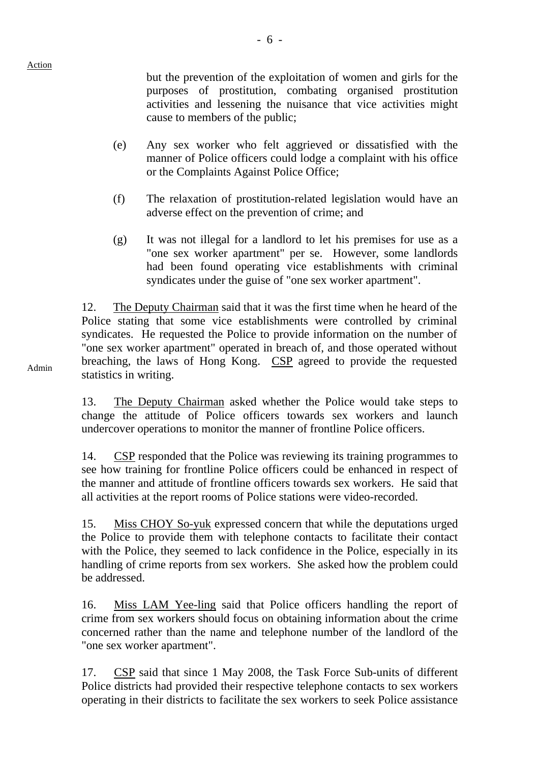Action

but the prevention of the exploitation of women and girls for the purposes of prostitution, combating organised prostitution activities and lessening the nuisance that vice activities might cause to members of the public;

(e) Any sex worker who felt aggrieved or dissatisfied with the manner of Police officers could lodge a complaint with his office or the Complaints Against Police Office;

(f) The relaxation of prostitution-related legislation would have an adverse effect on the prevention of crime; and

(g) It was not illegal for a landlord to let his premises for use as a "one sex worker apartment" per se. However, some landlords had been found operating vice establishments with criminal syndicates under the guise of "one sex worker apartment".

12. The Deputy Chairman said that it was the first time when he heard of the Police stating that some vice establishments were controlled by criminal syndicates. He requested the Police to provide information on the number of "one sex worker apartment" operated in breach of, and those operated without breaching, the laws of Hong Kong. CSP agreed to provide the requested statistics in writing.

Admin

13. The Deputy Chairman asked whether the Police would take steps to change the attitude of Police officers towards sex workers and launch undercover operations to monitor the manner of frontline Police officers.

14. CSP responded that the Police was reviewing its training programmes to see how training for frontline Police officers could be enhanced in respect of the manner and attitude of frontline officers towards sex workers. He said that all activities at the report rooms of Police stations were video-recorded.

15. Miss CHOY So-yuk expressed concern that while the deputations urged the Police to provide them with telephone contacts to facilitate their contact with the Police, they seemed to lack confidence in the Police, especially in its handling of crime reports from sex workers. She asked how the problem could be addressed.

16. Miss LAM Yee-ling said that Police officers handling the report of crime from sex workers should focus on obtaining information about the crime concerned rather than the name and telephone number of the landlord of the "one sex worker apartment".

17. CSP said that since 1 May 2008, the Task Force Sub-units of different Police districts had provided their respective telephone contacts to sex workers operating in their districts to facilitate the sex workers to seek Police assistance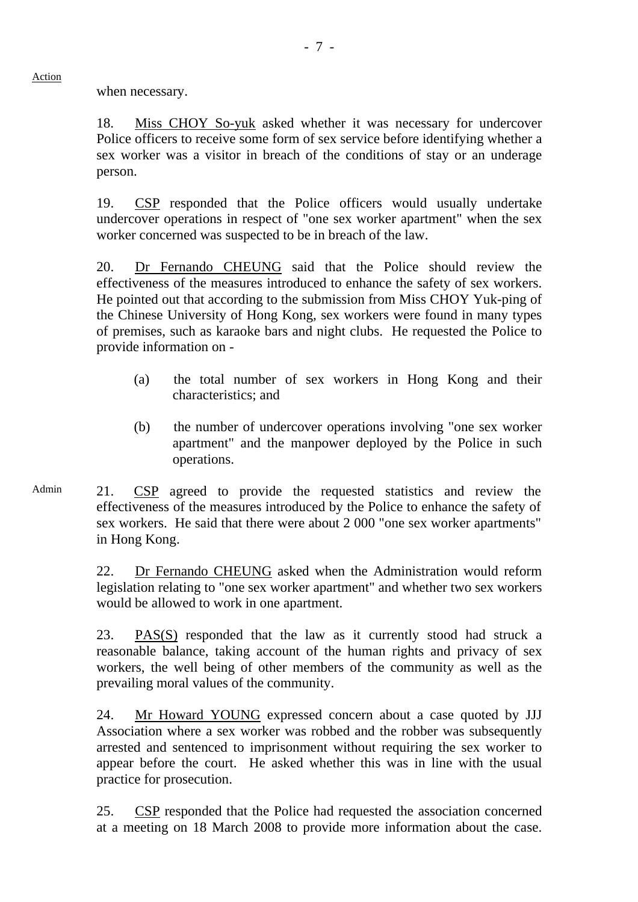Action

when necessary.

18. Miss CHOY So-yuk asked whether it was necessary for undercover Police officers to receive some form of sex service before identifying whether a sex worker was a visitor in breach of the conditions of stay or an underage person.

19. CSP responded that the Police officers would usually undertake undercover operations in respect of "one sex worker apartment" when the sex worker concerned was suspected to be in breach of the law.

20. Dr Fernando CHEUNG said that the Police should review the effectiveness of the measures introduced to enhance the safety of sex workers. He pointed out that according to the submission from Miss CHOY Yuk-ping of the Chinese University of Hong Kong, sex workers were found in many types of premises, such as karaoke bars and night clubs. He requested the Police to provide information on -

(a) the total number of sex workers in Hong Kong and their characteristics; and

(b) the number of undercover operations involving "one sex worker apartment" and the manpower deployed by the Police in such operations.

Admin

21. CSP agreed to provide the requested statistics and review the effectiveness of the measures introduced by the Police to enhance the safety of sex workers. He said that there were about 2 000 "one sex worker apartments" in Hong Kong.

22. Dr Fernando CHEUNG asked when the Administration would reform legislation relating to "one sex worker apartment" and whether two sex workers would be allowed to work in one apartment.

23. PAS(S) responded that the law as it currently stood had struck a reasonable balance, taking account of the human rights and privacy of sex workers, the well being of other members of the community as well as the prevailing moral values of the community.

24. Mr Howard YOUNG expressed concern about a case quoted by JJJ Association where a sex worker was robbed and the robber was subsequently arrested and sentenced to imprisonment without requiring the sex worker to appear before the court. He asked whether this was in line with the usual practice for prosecution.

25. CSP responded that the Police had requested the association concerned at a meeting on 18 March 2008 to provide more information about the case.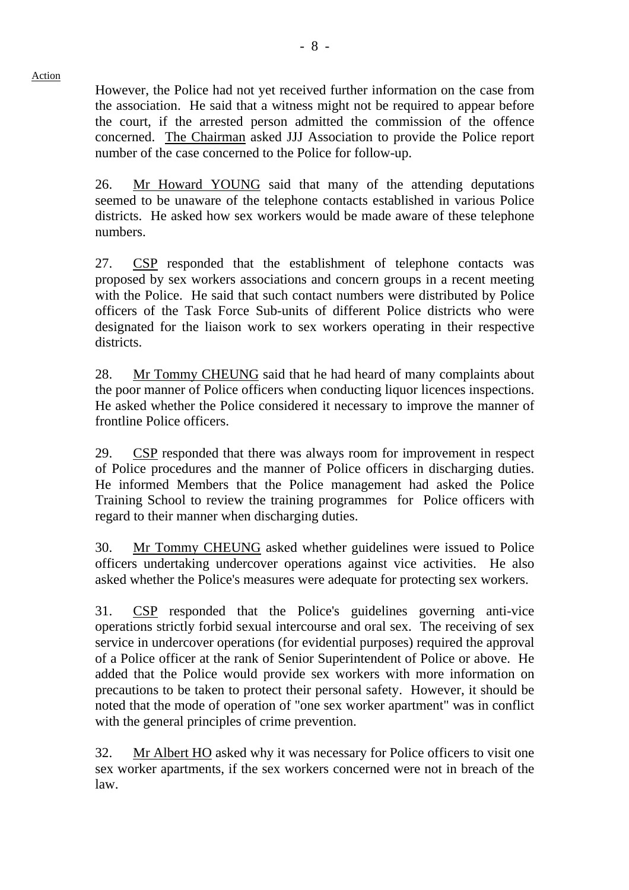Action

However, the Police had not yet received further information on the case from the association. He said that a witness might not be required to appear before the court, if the arrested person admitted the commission of the offence concerned. The Chairman asked JJJ Association to provide the Police report number of the case concerned to the Police for follow-up.

26. Mr Howard YOUNG said that many of the attending deputations seemed to be unaware of the telephone contacts established in various Police districts. He asked how sex workers would be made aware of these telephone numbers.

27. CSP responded that the establishment of telephone contacts was proposed by sex workers associations and concern groups in a recent meeting with the Police. He said that such contact numbers were distributed by Police officers of the Task Force Sub-units of different Police districts who were designated for the liaison work to sex workers operating in their respective districts.

28. Mr Tommy CHEUNG said that he had heard of many complaints about the poor manner of Police officers when conducting liquor licences inspections. He asked whether the Police considered it necessary to improve the manner of frontline Police officers.

29. CSP responded that there was always room for improvement in respect of Police procedures and the manner of Police officers in discharging duties. He informed Members that the Police management had asked the Police Training School to review the training programmes for Police officers with regard to their manner when discharging duties.

30. Mr Tommy CHEUNG asked whether guidelines were issued to Police officers undertaking undercover operations against vice activities. He also asked whether the Police's measures were adequate for protecting sex workers.

31. CSP responded that the Police's guidelines governing anti-vice operations strictly forbid sexual intercourse and oral sex. The receiving of sex service in undercover operations (for evidential purposes) required the approval of a Police officer at the rank of Senior Superintendent of Police or above. He added that the Police would provide sex workers with more information on precautions to be taken to protect their personal safety. However, it should be noted that the mode of operation of "one sex worker apartment" was in conflict with the general principles of crime prevention.

32. Mr Albert HO asked why it was necessary for Police officers to visit one sex worker apartments, if the sex workers concerned were not in breach of the law.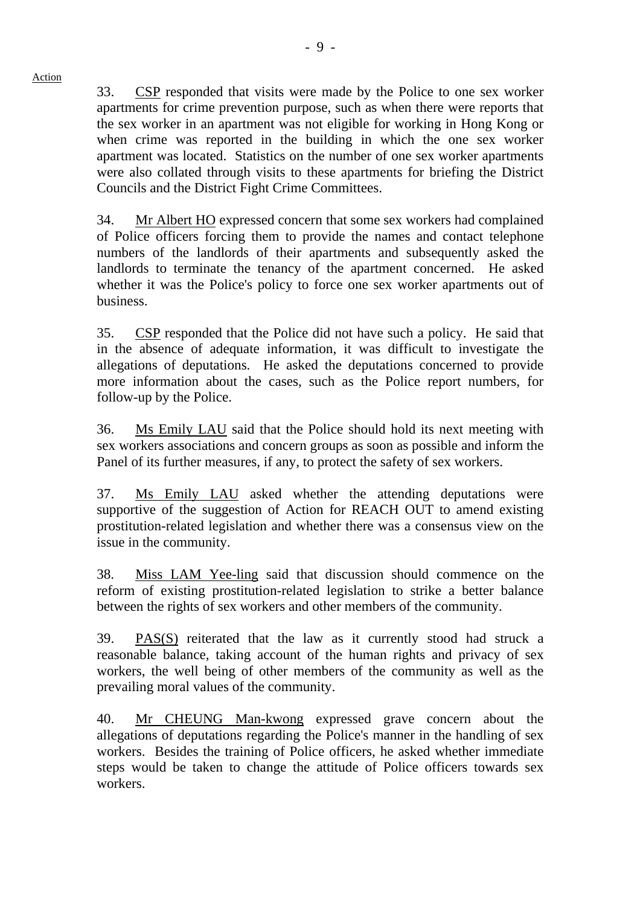33. CSP responded that visits were made by the Police to one sex worker apartments for crime prevention purpose, such as when there were reports that the sex worker in an apartment was not eligible for working in Hong Kong or when crime was reported in the building in which the one sex worker apartment was located. Statistics on the number of one sex worker apartments were also collated through visits to these apartments for briefing the District Councils and the District Fight Crime Committees.

34. Mr Albert HO expressed concern that some sex workers had complained of Police officers forcing them to provide the names and contact telephone numbers of the landlords of their apartments and subsequently asked the landlords to terminate the tenancy of the apartment concerned. He asked whether it was the Police's policy to force one sex worker apartments out of business.

35. CSP responded that the Police did not have such a policy. He said that in the absence of adequate information, it was difficult to investigate the allegations of deputations. He asked the deputations concerned to provide more information about the cases, such as the Police report numbers, for follow-up by the Police.

36. Ms Emily LAU said that the Police should hold its next meeting with sex workers associations and concern groups as soon as possible and inform the Panel of its further measures, if any, to protect the safety of sex workers.

37. Ms Emily LAU asked whether the attending deputations were supportive of the suggestion of Action for REACH OUT to amend existing prostitution-related legislation and whether there was a consensus view on the issue in the community.

38. Miss LAM Yee-ling said that discussion should commence on the reform of existing prostitution-related legislation to strike a better balance between the rights of sex workers and other members of the community.

39. PAS(S) reiterated that the law as it currently stood had struck a reasonable balance, taking account of the human rights and privacy of sex workers, the well being of other members of the community as well as the prevailing moral values of the community.

40. Mr CHEUNG Man-kwong expressed grave concern about the allegations of deputations regarding the Police's manner in the handling of sex workers. Besides the training of Police officers, he asked whether immediate steps would be taken to change the attitude of Police officers towards sex workers.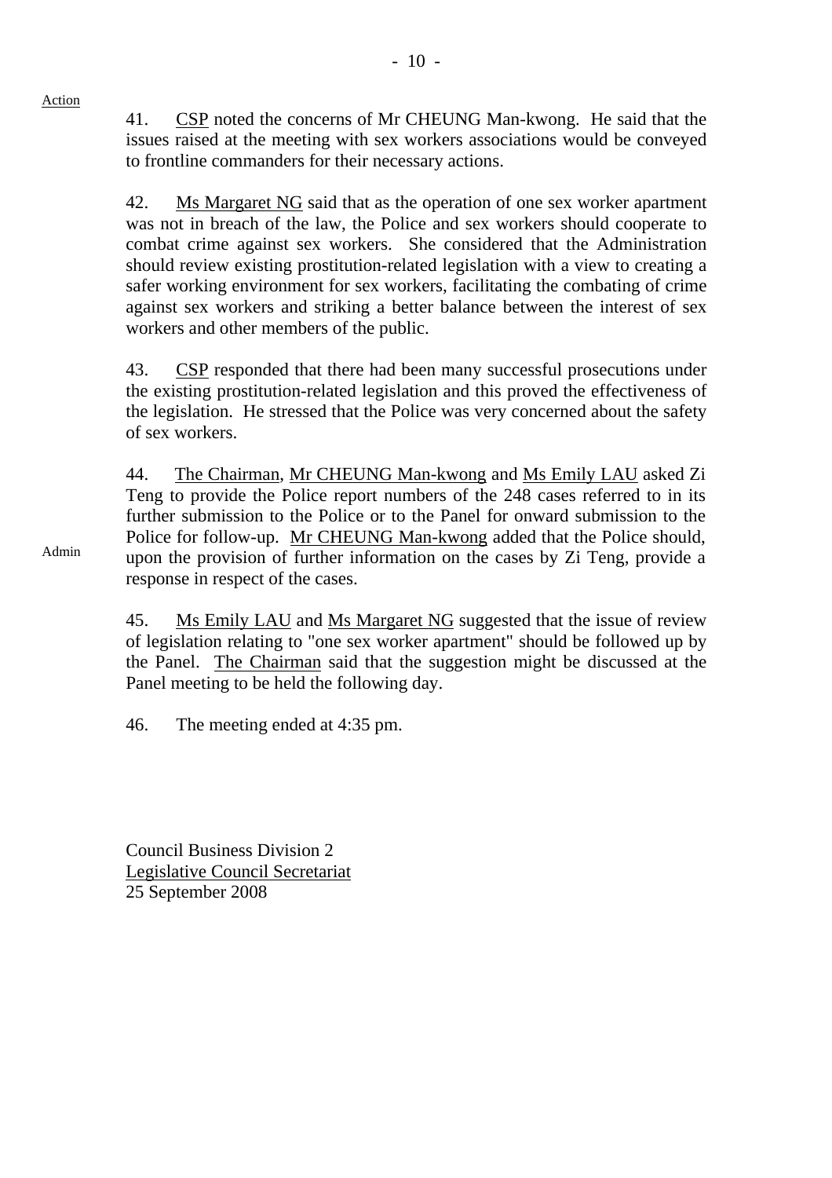Action

41. CSP noted the concerns of Mr CHEUNG Man-kwong. He said that the issues raised at the meeting with sex workers associations would be conveyed to frontline commanders for their necessary actions.

42. Ms Margaret NG said that as the operation of one sex worker apartment was not in breach of the law, the Police and sex workers should cooperate to combat crime against sex workers. She considered that the Administration should review existing prostitution-related legislation with a view to creating a safer working environment for sex workers, facilitating the combating of crime against sex workers and striking a better balance between the interest of sex workers and other members of the public.

43. CSP responded that there had been many successful prosecutions under the existing prostitution-related legislation and this proved the effectiveness of the legislation. He stressed that the Police was very concerned about the safety of sex workers.

44. The Chairman, Mr CHEUNG Man-kwong and Ms Emily LAU asked Zi Teng to provide the Police report numbers of the 248 cases referred to in its further submission to the Police or to the Panel for onward submission to the Police for follow-up. Mr CHEUNG Man-kwong added that the Police should, upon the provision of further information on the cases by Zi Teng, provide a response in respect of the cases.

Admin

45. Ms Emily LAU and Ms Margaret NG suggested that the issue of review of legislation relating to "one sex worker apartment" should be followed up by the Panel. The Chairman said that the suggestion might be discussed at the Panel meeting to be held the following day.

46. The meeting ended at 4:35 pm.

Council Business Division 2
Legislative Council Secretariat
25 September 2008